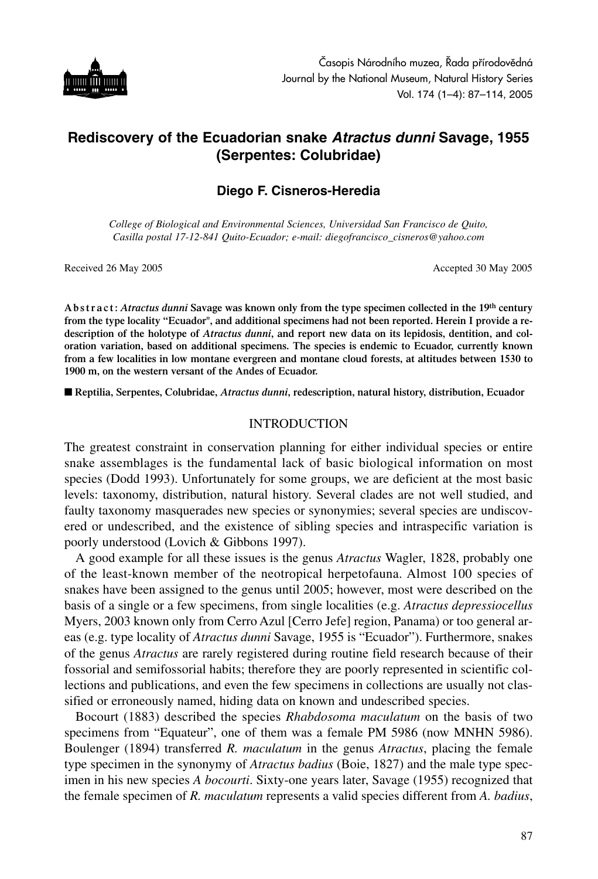# Rediscovery of the Ecuadorian snake *Atractus dunni* Savage, 1955 (Serpentes: Colubridae)

**Diego F. Cisneros-Heredia**

*College of Biological and Environmental Sciences, Universidad San Francisco de Quito, Casilla postal 17-12-841 Quito-Ecuador; e-mail: diegofrancisco_cisneros@yahoo.com*

Received 26 May 2005 Accepted 30 May 2005

**Abstract:** ***Atractus dunni*** **Savage was known only from the type specimen collected in the 19th century from the type locality "Ecuador", and additional specimens had not been reported. Herein I provide a redescription of the holotype of** ***Atractus dunni*****, and report new data on its lepidosis, dentition, and coloration variation, based on additional specimens. The species is endemic to Ecuador, currently known from a few localities in low montane evergreen and montane cloud forests, at altitudes between 1530 to 1900 m, on the western versant of the Andes of Ecuador.**

■ **Reptilia, Serpentes, Colubridae,** ***Atractus dunni*****, redescription, natural history, distribution, Ecuador**

## INTRODUCTION

The greatest constraint in conservation planning for either individual species or entire snake assemblages is the fundamental lack of basic biological information on most species (Dodd 1993). Unfortunately for some groups, we are deficient at the most basic levels: taxonomy, distribution, natural history. Several clades are not well studied, and faulty taxonomy masquerades new species or synonymies; several species are undiscovered or undescribed, and the existence of sibling species and intraspecific variation is poorly understood (Lovich & Gibbons 1997).

A good example for all these issues is the genus *Atractus* Wagler, 1828, probably one of the least-known member of the neotropical herpetofauna. Almost 100 species of snakes have been assigned to the genus until 2005; however, most were described on the basis of a single or a few specimens, from single localities (e.g. *Atractus depressiocellus* Myers, 2003 known only from Cerro Azul [Cerro Jefe] region, Panama) or too general areas (e.g. type locality of *Atractus dunni* Savage, 1955 is "Ecuador"). Furthermore, snakes of the genus *Atractus* are rarely registered during routine field research because of their fossorial and semifossorial habits; therefore they are poorly represented in scientific collections and publications, and even the few specimens in collections are usually not classified or erroneously named, hiding data on known and undescribed species.

Bocourt (1883) described the species *Rhabdosoma maculatum* on the basis of two specimens from "Equateur", one of them was a female PM 5986 (now MNHN 5986). Boulenger (1894) transferred *R. maculatum* in the genus *Atractus*, placing the female type specimen in the synonymy of *Atractus badius* (Boie, 1827) and the male type specimen in his new species *A bocourti*. Sixty-one years later, Savage (1955) recognized that the female specimen of *R. maculatum* represents a valid species different from *A. badius*,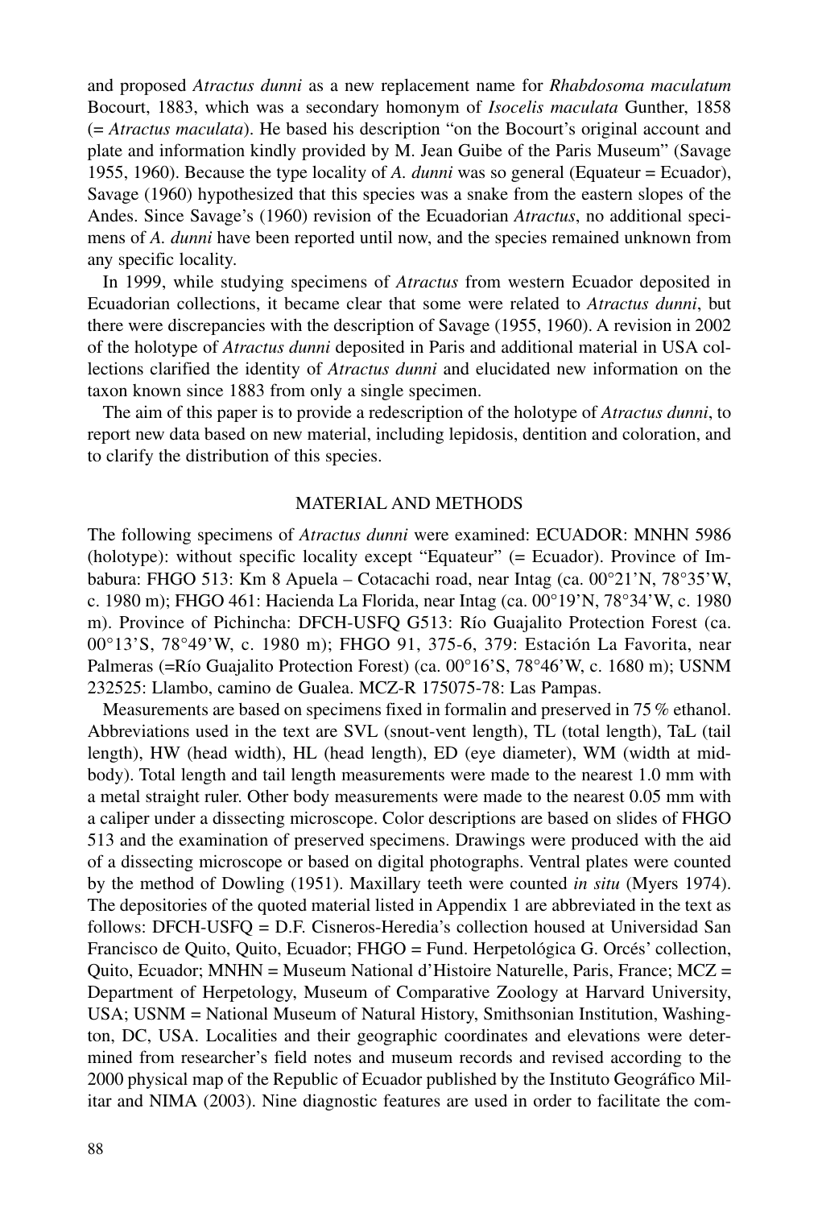and proposed *Atractus dunni* as a new replacement name for *Rhabdosoma maculatum* Bocourt, 1883, which was a secondary homonym of *Isocelis maculata* Gunther, 1858 (= *Atractus maculata*). He based his description "on the Bocourt's original account and plate and information kindly provided by M. Jean Guibe of the Paris Museum" (Savage 1955, 1960). Because the type locality of *A. dunni* was so general (Equateur = Ecuador), Savage (1960) hypothesized that this species was a snake from the eastern slopes of the Andes. Since Savage's (1960) revision of the Ecuadorian *Atractus*, no additional specimens of *A. dunni* have been reported until now, and the species remained unknown from any specific locality.

In 1999, while studying specimens of *Atractus* from western Ecuador deposited in Ecuadorian collections, it became clear that some were related to *Atractus dunni*, but there were discrepancies with the description of Savage (1955, 1960). A revision in 2002 of the holotype of *Atractus dunni* deposited in Paris and additional material in USA collections clarified the identity of *Atractus dunni* and elucidated new information on the taxon known since 1883 from only a single specimen.

The aim of this paper is to provide a redescription of the holotype of *Atractus dunni*, to report new data based on new material, including lepidosis, dentition and coloration, and to clarify the distribution of this species.

## MATERIAL AND METHODS

The following specimens of *Atractus dunni* were examined: ECUADOR: MNHN 5986 (holotype): without specific locality except "Equateur" (= Ecuador). Province of Imbabura: FHGO 513: Km 8 Apuela – Cotacachi road, near Intag (ca. 00°21'N, 78°35'W, c. 1980 m); FHGO 461: Hacienda La Florida, near Intag (ca. 00°19'N, 78°34'W, c. 1980 m). Province of Pichincha: DFCH-USFQ G513: Río Guajalito Protection Forest (ca. 00°13'S, 78°49'W, c. 1980 m); FHGO 91, 375-6, 379: Estación La Favorita, near Palmeras (=Río Guajalito Protection Forest) (ca. 00°16'S, 78°46'W, c. 1680 m); USNM 232525: Llambo, camino de Gualea. MCZ-R 175075-78: Las Pampas.

Measurements are based on specimens fixed in formalin and preserved in 75 % ethanol. Abbreviations used in the text are SVL (snout-vent length), TL (total length), TaL (tail length), HW (head width), HL (head length), ED (eye diameter), WM (width at midbody). Total length and tail length measurements were made to the nearest 1.0 mm with a metal straight ruler. Other body measurements were made to the nearest 0.05 mm with a caliper under a dissecting microscope. Color descriptions are based on slides of FHGO 513 and the examination of preserved specimens. Drawings were produced with the aid of a dissecting microscope or based on digital photographs. Ventral plates were counted by the method of Dowling (1951). Maxillary teeth were counted *in situ* (Myers 1974). The depositories of the quoted material listed in Appendix 1 are abbreviated in the text as follows: DFCH-USFQ = D.F. Cisneros-Heredia's collection housed at Universidad San Francisco de Quito, Quito, Ecuador; FHGO = Fund. Herpetológica G. Orcés' collection, Quito, Ecuador; MNHN = Museum National d'Histoire Naturelle, Paris, France; MCZ = Department of Herpetology, Museum of Comparative Zoology at Harvard University, USA; USNM = National Museum of Natural History, Smithsonian Institution, Washington, DC, USA. Localities and their geographic coordinates and elevations were determined from researcher's field notes and museum records and revised according to the 2000 physical map of the Republic of Ecuador published by the Instituto Geográfico Militar and NIMA (2003). Nine diagnostic features are used in order to facilitate the com-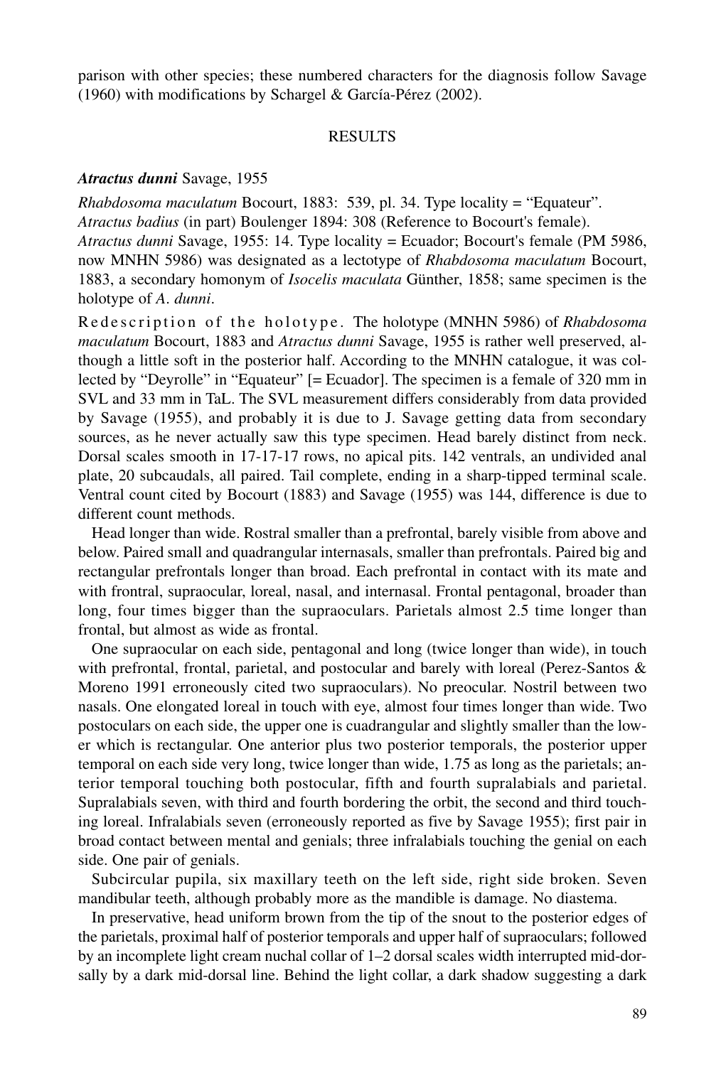parison with other species; these numbered characters for the diagnosis follow Savage (1960) with modifications by Schargel & García-Pérez (2002).

## RESULTS

### *Atractus dunni* Savage, 1955

*Rhabdosoma maculatum* Bocourt, 1883: 539, pl. 34. Type locality = "Equateur".

*Atractus badius* (in part) Boulenger 1894: 308 (Reference to Bocourt's female).

*Atractus dunni* Savage, 1955: 14. Type locality = Ecuador; Bocourt's female (PM 5986, now MNHN 5986) was designated as a lectotype of *Rhabdosoma maculatum* Bocourt, 1883, a secondary homonym of *Isocelis maculata* Günther, 1858; same specimen is the holotype of *A. dunni*.

Redescription of the holotype. The holotype (MNHN 5986) of *Rhabdosoma maculatum* Bocourt, 1883 and *Atractus dunni* Savage, 1955 is rather well preserved, although a little soft in the posterior half. According to the MNHN catalogue, it was collected by "Deyrolle" in "Equateur" [= Ecuador]. The specimen is a female of 320 mm in SVL and 33 mm in TaL. The SVL measurement differs considerably from data provided by Savage (1955), and probably it is due to J. Savage getting data from secondary sources, as he never actually saw this type specimen. Head barely distinct from neck. Dorsal scales smooth in 17-17-17 rows, no apical pits. 142 ventrals, an undivided anal plate, 20 subcaudals, all paired. Tail complete, ending in a sharp-tipped terminal scale. Ventral count cited by Bocourt (1883) and Savage (1955) was 144, difference is due to different count methods.

Head longer than wide. Rostral smaller than a prefrontal, barely visible from above and below. Paired small and quadrangular internasals, smaller than prefrontals. Paired big and rectangular prefrontals longer than broad. Each prefrontal in contact with its mate and with frontral, supraocular, loreal, nasal, and internasal. Frontal pentagonal, broader than long, four times bigger than the supraoculars. Parietals almost 2.5 time longer than frontal, but almost as wide as frontal.

One supraocular on each side, pentagonal and long (twice longer than wide), in touch with prefrontal, frontal, parietal, and postocular and barely with loreal (Perez-Santos & Moreno 1991 erroneously cited two supraoculars). No preocular. Nostril between two nasals. One elongated loreal in touch with eye, almost four times longer than wide. Two postoculars on each side, the upper one is cuadrangular and slightly smaller than the lower which is rectangular. One anterior plus two posterior temporals, the posterior upper temporal on each side very long, twice longer than wide, 1.75 as long as the parietals; anterior temporal touching both postocular, fifth and fourth supralabials and parietal. Supralabials seven, with third and fourth bordering the orbit, the second and third touching loreal. Infralabials seven (erroneously reported as five by Savage 1955); first pair in broad contact between mental and genials; three infralabials touching the genial on each side. One pair of genials.

Subcircular pupila, six maxillary teeth on the left side, right side broken. Seven mandibular teeth, although probably more as the mandible is damage. No diastema.

In preservative, head uniform brown from the tip of the snout to the posterior edges of the parietals, proximal half of posterior temporals and upper half of supraoculars; followed by an incomplete light cream nuchal collar of 1–2 dorsal scales width interrupted mid-dorsally by a dark mid-dorsal line. Behind the light collar, a dark shadow suggesting a dark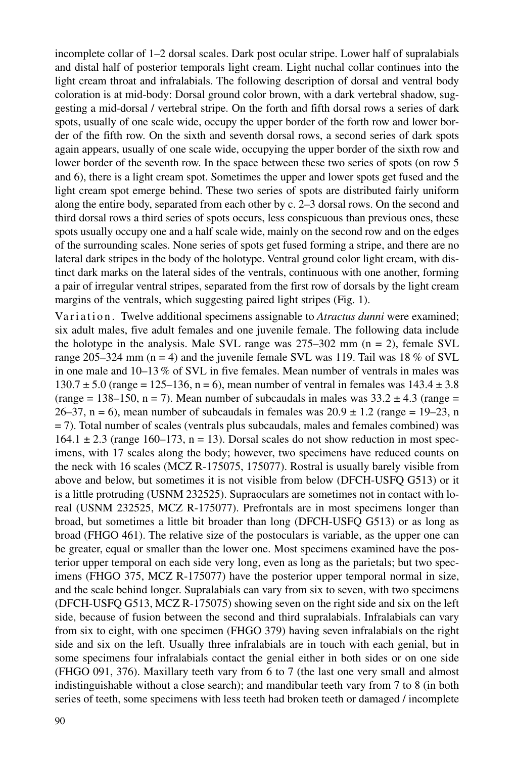incomplete collar of 1–2 dorsal scales. Dark post ocular stripe. Lower half of supralabials and distal half of posterior temporals light cream. Light nuchal collar continues into the light cream throat and infralabials. The following description of dorsal and ventral body coloration is at mid-body: Dorsal ground color brown, with a dark vertebral shadow, suggesting a mid-dorsal / vertebral stripe. On the forth and fifth dorsal rows a series of dark spots, usually of one scale wide, occupy the upper border of the forth row and lower border of the fifth row. On the sixth and seventh dorsal rows, a second series of dark spots again appears, usually of one scale wide, occupying the upper border of the sixth row and lower border of the seventh row. In the space between these two series of spots (on row 5 and 6), there is a light cream spot. Sometimes the upper and lower spots get fused and the light cream spot emerge behind. These two series of spots are distributed fairly uniform along the entire body, separated from each other by c. 2–3 dorsal rows. On the second and third dorsal rows a third series of spots occurs, less conspicuous than previous ones, these spots usually occupy one and a half scale wide, mainly on the second row and on the edges of the surrounding scales. None series of spots get fused forming a stripe, and there are no lateral dark stripes in the body of the holotype. Ventral ground color light cream, with distinct dark marks on the lateral sides of the ventrals, continuous with one another, forming a pair of irregular ventral stripes, separated from the first row of dorsals by the light cream margins of the ventrals, which suggesting paired light stripes (Fig. 1).

Variation. Twelve additional specimens assignable to *Atractus dunni* were examined; six adult males, five adult females and one juvenile female. The following data include the holotype in the analysis. Male SVL range was 275–302 mm (n = 2), female SVL range 205–324 mm (n = 4) and the juvenile female SVL was 119. Tail was 18 % of SVL in one male and 10–13 % of SVL in five females. Mean number of ventrals in males was 130.7 ± 5.0 (range = 125–136, n = 6), mean number of ventral in females was 143.4 ± 3.8 (range = 138–150, n = 7). Mean number of subcaudals in males was 33.2 ± 4.3 (range = 26–37, n = 6), mean number of subcaudals in females was 20.9 ± 1.2 (range = 19–23, n = 7). Total number of scales (ventrals plus subcaudals, males and females combined) was 164.1 ± 2.3 (range 160–173, n = 13). Dorsal scales do not show reduction in most specimens, with 17 scales along the body; however, two specimens have reduced counts on the neck with 16 scales (MCZ R-175075, 175077). Rostral is usually barely visible from above and below, but sometimes it is not visible from below (DFCH-USFQ G513) or it is a little protruding (USNM 232525). Supraoculars are sometimes not in contact with loreal (USNM 232525, MCZ R-175077). Prefrontals are in most specimens longer than broad, but sometimes a little bit broader than long (DFCH-USFQ G513) or as long as broad (FHGO 461). The relative size of the postoculars is variable, as the upper one can be greater, equal or smaller than the lower one. Most specimens examined have the posterior upper temporal on each side very long, even as long as the parietals; but two specimens (FHGO 375, MCZ R-175077) have the posterior upper temporal normal in size, and the scale behind longer. Supralabials can vary from six to seven, with two specimens (DFCH-USFQ G513, MCZ R-175075) showing seven on the right side and six on the left side, because of fusion between the second and third supralabials. Infralabials can vary from six to eight, with one specimen (FHGO 379) having seven infralabials on the right side and six on the left. Usually three infralabials are in touch with each genial, but in some specimens four infralabials contact the genial either in both sides or on one side (FHGO 091, 376). Maxillary teeth vary from 6 to 7 (the last one very small and almost indistinguishable without a close search); and mandibular teeth vary from 7 to 8 (in both series of teeth, some specimens with less teeth had broken teeth or damaged / incomplete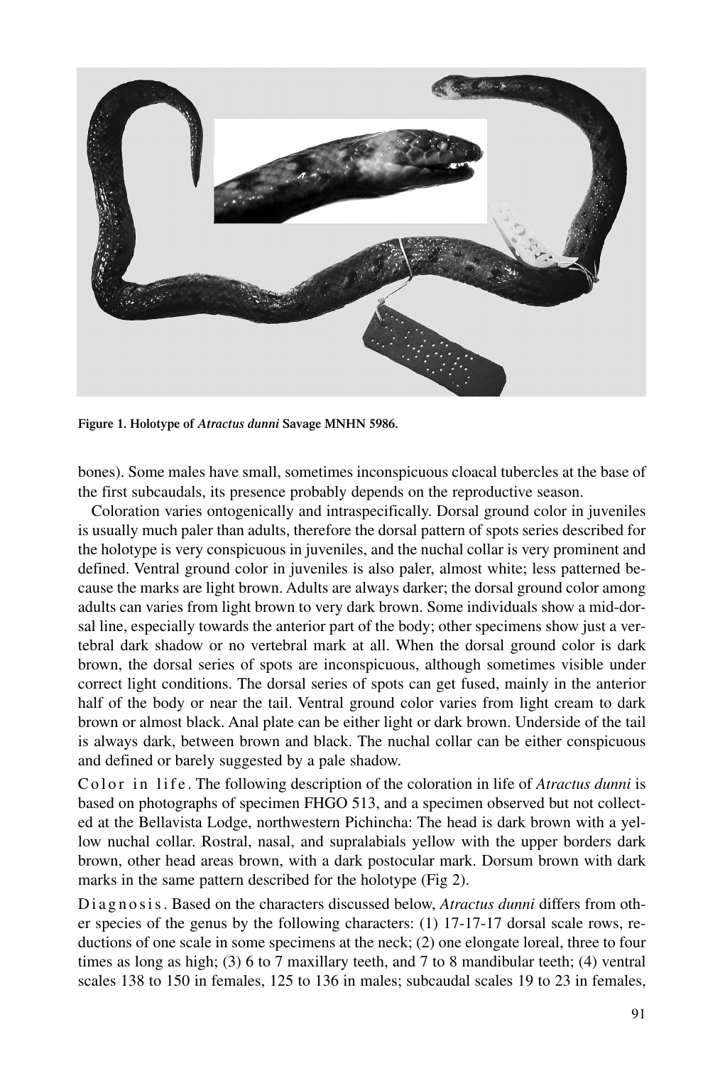**Figure 1. Holotype of *Atractus dunni* Savage MNHN 5986.**

bones). Some males have small, sometimes inconspicuous cloacal tubercles at the base of the first subcaudals, its presence probably depends on the reproductive season.

Coloration varies ontogenically and intraspecifically. Dorsal ground color in juveniles is usually much paler than adults, therefore the dorsal pattern of spots series described for the holotype is very conspicuous in juveniles, and the nuchal collar is very prominent and defined. Ventral ground color in juveniles is also paler, almost white; less patterned because the marks are light brown. Adults are always darker; the dorsal ground color among adults can varies from light brown to very dark brown. Some individuals show a mid-dorsal line, especially towards the anterior part of the body; other specimens show just a vertebral dark shadow or no vertebral mark at all. When the dorsal ground color is dark brown, the dorsal series of spots are inconspicuous, although sometimes visible under correct light conditions. The dorsal series of spots can get fused, mainly in the anterior half of the body or near the tail. Ventral ground color varies from light cream to dark brown or almost black. Anal plate can be either light or dark brown. Underside of the tail is always dark, between brown and black. The nuchal collar can be either conspicuous and defined or barely suggested by a pale shadow.

Color in life. The following description of the coloration in life of *Atractus dunni* is based on photographs of specimen FHGO 513, and a specimen observed but not collected at the Bellavista Lodge, northwestern Pichincha: The head is dark brown with a yellow nuchal collar. Rostral, nasal, and supralabials yellow with the upper borders dark brown, other head areas brown, with a dark postocular mark. Dorsum brown with dark marks in the same pattern described for the holotype (Fig 2).

Diagnosis. Based on the characters discussed below, *Atractus dunni* differs from other species of the genus by the following characters: (1) 17-17-17 dorsal scale rows, reductions of one scale in some specimens at the neck; (2) one elongate loreal, three to four times as long as high; (3) 6 to 7 maxillary teeth, and 7 to 8 mandibular teeth; (4) ventral scales 138 to 150 in females, 125 to 136 in males; subcaudal scales 19 to 23 in females,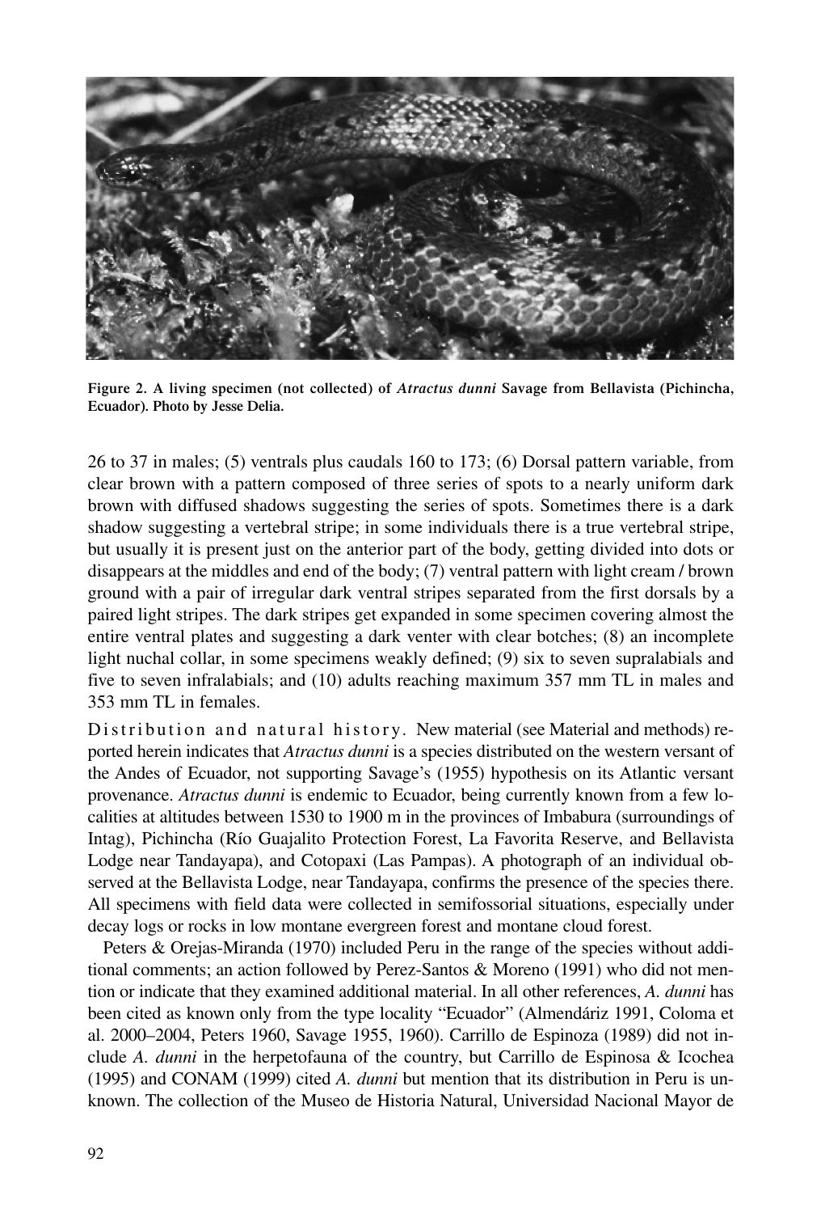Figure 2. A living specimen (not collected) of *Atractus dunni* Savage from Bellavista (Pichincha, Ecuador). Photo by Jesse Delia.

26 to 37 in males; (5) ventrals plus caudals 160 to 173; (6) Dorsal pattern variable, from clear brown with a pattern composed of three series of spots to a nearly uniform dark brown with diffused shadows suggesting the series of spots. Sometimes there is a dark shadow suggesting a vertebral stripe; in some individuals there is a true vertebral stripe, but usually it is present just on the anterior part of the body, getting divided into dots or disappears at the middles and end of the body; (7) ventral pattern with light cream / brown ground with a pair of irregular dark ventral stripes separated from the first dorsals by a paired light stripes. The dark stripes get expanded in some specimen covering almost the entire ventral plates and suggesting a dark venter with clear botches; (8) an incomplete light nuchal collar, in some specimens weakly defined; (9) six to seven supralabials and five to seven infralabials; and (10) adults reaching maximum 357 mm TL in males and 353 mm TL in females.

Distribution and natural history. New material (see Material and methods) reported herein indicates that *Atractus dunni* is a species distributed on the western versant of the Andes of Ecuador, not supporting Savage's (1955) hypothesis on its Atlantic versant provenance. *Atractus dunni* is endemic to Ecuador, being currently known from a few localities at altitudes between 1530 to 1900 m in the provinces of Imbabura (surroundings of Intag), Pichincha (Río Guajalito Protection Forest, La Favorita Reserve, and Bellavista Lodge near Tandayapa), and Cotopaxi (Las Pampas). A photograph of an individual observed at the Bellavista Lodge, near Tandayapa, confirms the presence of the species there. All specimens with field data were collected in semifossorial situations, especially under decay logs or rocks in low montane evergreen forest and montane cloud forest.

Peters & Orejas-Miranda (1970) included Peru in the range of the species without additional comments; an action followed by Perez-Santos & Moreno (1991) who did not mention or indicate that they examined additional material. In all other references, *A. dunni* has been cited as known only from the type locality "Ecuador" (Almendáriz 1991, Coloma et al. 2000–2004, Peters 1960, Savage 1955, 1960). Carrillo de Espinoza (1989) did not include *A. dunni* in the herpetofauna of the country, but Carrillo de Espinosa & Icochea (1995) and CONAM (1999) cited *A. dunni* but mention that its distribution in Peru is unknown. The collection of the Museo de Historia Natural, Universidad Nacional Mayor de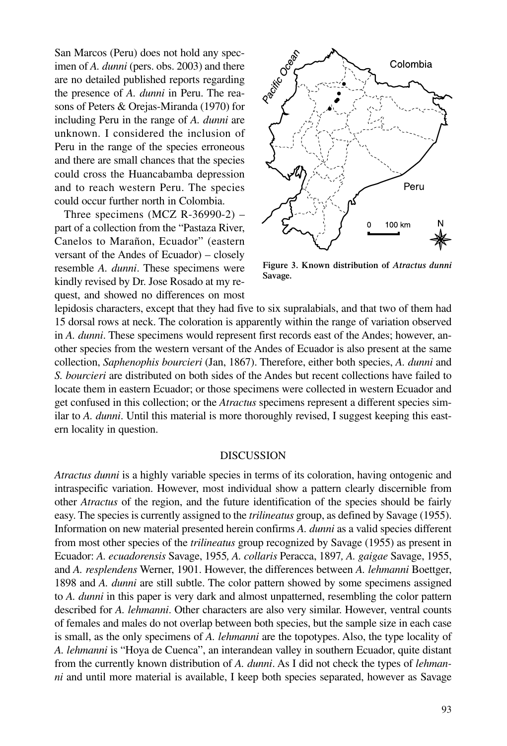San Marcos (Peru) does not hold any specimen of *A. dunni* (pers. obs. 2003) and there are no detailed published reports regarding the presence of *A. dunni* in Peru. The reasons of Peters & Orejas-Miranda (1970) for including Peru in the range of *A. dunni* are unknown. I considered the inclusion of Peru in the range of the species erroneous and there are small chances that the species could cross the Huancabamba depression and to reach western Peru. The species could occur further north in Colombia.

Three specimens (MCZ R-36990-2) – part of a collection from the "Pastaza River, Canelos to Marañon, Ecuador" (eastern versant of the Andes of Ecuador) – closely resemble *A. dunni*. These specimens were kindly revised by Dr. Jose Rosado at my request, and showed no differences on most lepidosis characters, except that they had five to six supralabials, and that two of them had 15 dorsal rows at neck. The coloration is apparently within the range of variation observed in *A. dunni*. These specimens would represent first records east of the Andes; however, another species from the western versant of the Andes of Ecuador is also present at the same collection, *Saphenophis bourcieri* (Jan, 1867). Therefore, either both species, *A. dunni* and *S. bourcieri* are distributed on both sides of the Andes but recent collections have failed to locate them in eastern Ecuador; or those specimens were collected in western Ecuador and get confused in this collection; or the *Atractus* specimens represent a different species similar to *A. dunni*. Until this material is more thoroughly revised, I suggest keeping this eastern locality in question.

**Figure 3. Known distribution of *Atractus dunni* Savage.**

## DISCUSSION

*Atractus dunni* is a highly variable species in terms of its coloration, having ontogenic and intraspecific variation. However, most individual show a pattern clearly discernible from other *Atractus* of the region, and the future identification of the species should be fairly easy. The species is currently assigned to the *trilineatus* group, as defined by Savage (1955). Information on new material presented herein confirms *A. dunni* as a valid species different from most other species of the *trilineatus* group recognized by Savage (1955) as present in Ecuador: *A. ecuadorensis* Savage, 1955*, A. collaris* Peracca, 1897*, A. gaigae* Savage, 1955, and *A. resplendens* Werner, 1901. However, the differences between *A. lehmanni* Boettger, 1898 and *A. dunni* are still subtle. The color pattern showed by some specimens assigned to *A. dunni* in this paper is very dark and almost unpatterned, resembling the color pattern described for *A. lehmanni*. Other characters are also very similar. However, ventral counts of females and males do not overlap between both species, but the sample size in each case is small, as the only specimens of *A. lehmanni* are the topotypes. Also, the type locality of *A. lehmanni* is "Hoya de Cuenca", an interandean valley in southern Ecuador, quite distant from the currently known distribution of *A. dunni*. As I did not check the types of *lehmanni* and until more material is available, I keep both species separated, however as Savage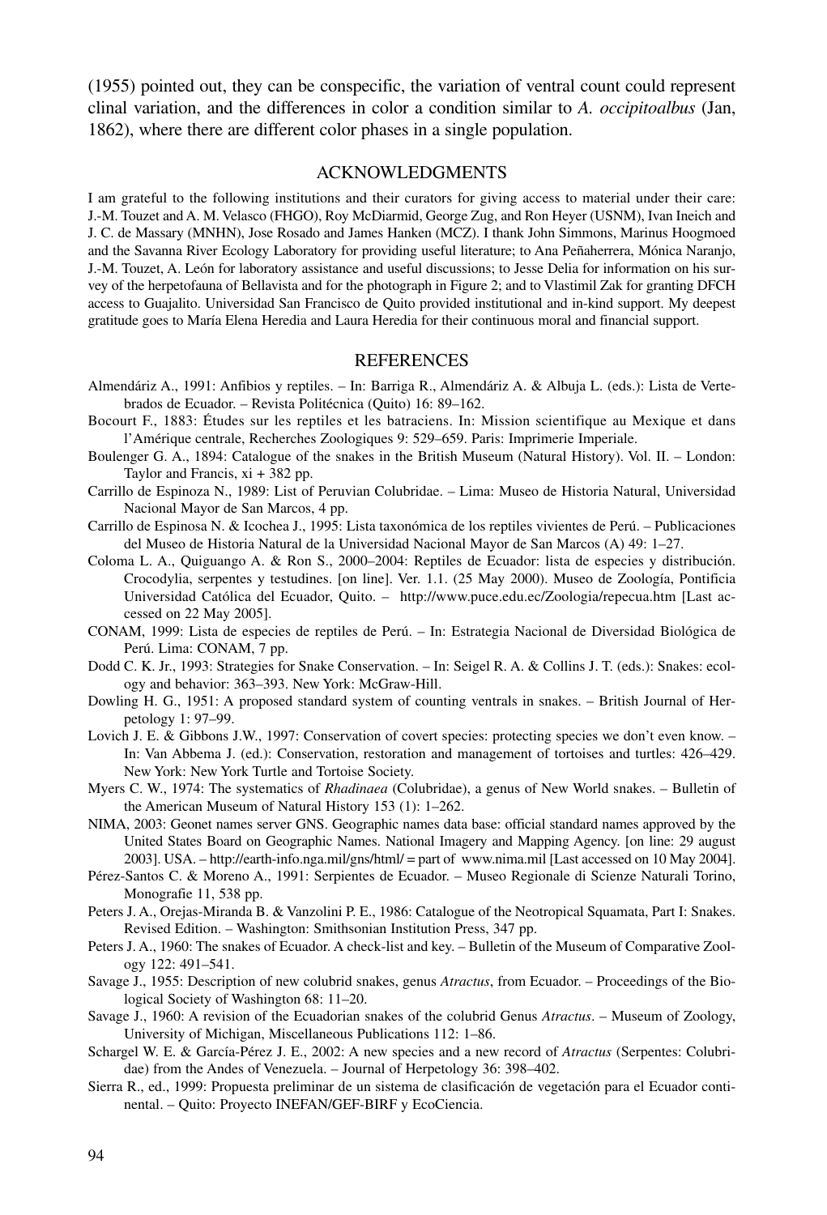(1955) pointed out, they can be conspecific, the variation of ventral count could represent clinal variation, and the differences in color a condition similar to *A. occipitoalbus* (Jan, 1862), where there are different color phases in a single population.

## ACKNOWLEDGMENTS

I am grateful to the following institutions and their curators for giving access to material under their care: J.-M. Touzet and A. M. Velasco (FHGO), Roy McDiarmid, George Zug, and Ron Heyer (USNM), Ivan Ineich and J. C. de Massary (MNHN), Jose Rosado and James Hanken (MCZ). I thank John Simmons, Marinus Hoogmoed and the Savanna River Ecology Laboratory for providing useful literature; to Ana Peñaherrera, Mónica Naranjo, J.-M. Touzet, A. León for laboratory assistance and useful discussions; to Jesse Delia for information on his survey of the herpetofauna of Bellavista and for the photograph in Figure 2; and to Vlastimil Zak for granting DFCH access to Guajalito. Universidad San Francisco de Quito provided institutional and in-kind support. My deepest gratitude goes to María Elena Heredia and Laura Heredia for their continuous moral and financial support.

## REFERENCES

Almendáriz A., 1991: Anfibios y reptiles. – In: Barriga R., Almendáriz A. & Albuja L. (eds.): Lista de Vertebrados de Ecuador. – Revista Politécnica (Quito) 16: 89–162.

Bocourt F., 1883: Études sur les reptiles et les batraciens. In: Mission scientifique au Mexique et dans l'Amérique centrale, Recherches Zoologiques 9: 529–659. Paris: Imprimerie Imperiale.

Boulenger G. A., 1894: Catalogue of the snakes in the British Museum (Natural History). Vol. II. – London: Taylor and Francis, xi + 382 pp.

Carrillo de Espinoza N., 1989: List of Peruvian Colubridae. – Lima: Museo de Historia Natural, Universidad Nacional Mayor de San Marcos, 4 pp.

Carrillo de Espinosa N. & Icochea J., 1995: Lista taxonómica de los reptiles vivientes de Perú. – Publicaciones del Museo de Historia Natural de la Universidad Nacional Mayor de San Marcos (A) 49: 1–27.

Coloma L. A., Quiguango A. & Ron S., 2000–2004: Reptiles de Ecuador: lista de especies y distribución. Crocodylia, serpentes y testudines. [on line]. Ver. 1.1. (25 May 2000). Museo de Zoología, Pontificia Universidad Católica del Ecuador, Quito. – http://www.puce.edu.ec/Zoologia/repecua.htm [Last accessed on 22 May 2005].

CONAM, 1999: Lista de especies de reptiles de Perú. – In: Estrategia Nacional de Diversidad Biológica de Perú. Lima: CONAM, 7 pp.

Dodd C. K. Jr., 1993: Strategies for Snake Conservation. – In: Seigel R. A. & Collins J. T. (eds.): Snakes: ecology and behavior: 363–393. New York: McGraw-Hill.

Dowling H. G., 1951: A proposed standard system of counting ventrals in snakes. – British Journal of Herpetology 1: 97–99.

Lovich J. E. & Gibbons J.W., 1997: Conservation of covert species: protecting species we don't even know. – In: Van Abbema J. (ed.): Conservation, restoration and management of tortoises and turtles: 426–429. New York: New York Turtle and Tortoise Society.

Myers C. W., 1974: The systematics of *Rhadinaea* (Colubridae), a genus of New World snakes. – Bulletin of the American Museum of Natural History 153 (1): 1–262.

NIMA, 2003: Geonet names server GNS. Geographic names data base: official standard names approved by the United States Board on Geographic Names. National Imagery and Mapping Agency. [on line: 29 august 2003]. USA. – http://earth-info.nga.mil/gns/html/ = part of www.nima.mil [Last accessed on 10 May 2004].

Pérez-Santos C. & Moreno A., 1991: Serpientes de Ecuador. – Museo Regionale di Scienze Naturali Torino, Monografie 11, 538 pp.

Peters J. A., Orejas-Miranda B. & Vanzolini P. E., 1986: Catalogue of the Neotropical Squamata, Part I: Snakes. Revised Edition. – Washington: Smithsonian Institution Press, 347 pp.

Peters J. A., 1960: The snakes of Ecuador. A check-list and key. – Bulletin of the Museum of Comparative Zoology 122: 491–541.

Savage J., 1955: Description of new colubrid snakes, genus *Atractus*, from Ecuador. – Proceedings of the Biological Society of Washington 68: 11–20.

Savage J., 1960: A revision of the Ecuadorian snakes of the colubrid Genus *Atractus*. – Museum of Zoology, University of Michigan, Miscellaneous Publications 112: 1–86.

Schargel W. E. & García-Pérez J. E., 2002: A new species and a new record of *Atractus* (Serpentes: Colubridae) from the Andes of Venezuela. – Journal of Herpetology 36: 398–402.

Sierra R., ed., 1999: Propuesta preliminar de un sistema de clasificación de vegetación para el Ecuador continental. – Quito: Proyecto INEFAN/GEF-BIRF y EcoCiencia.